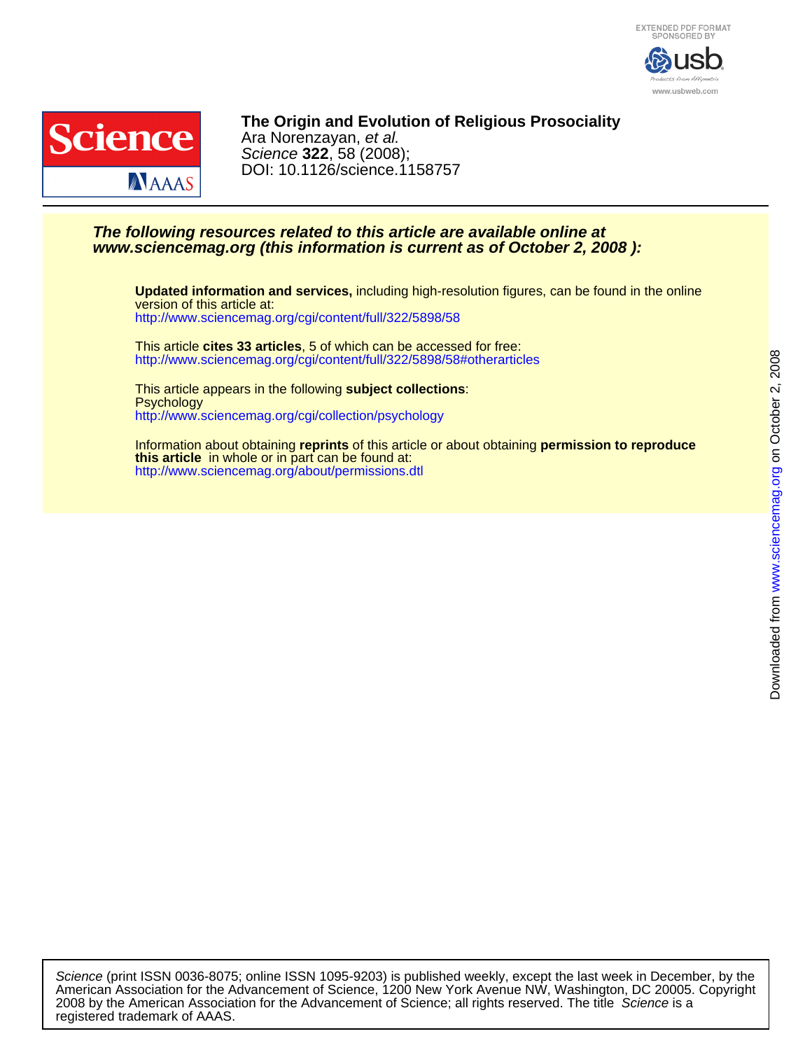EXTENDED PDF FORMAT
SPONSORED BY

usb

www.usbweb.com

**The Origin and Evolution of Religious Prosociality**
Ara Norenzayan, *et al.*
*Science* **322**, 58 (2008);
DOI: 10.1126/science.1158757

***The following resources related to this article are available online at www.sciencemag.org (this information is current as of October 2, 2008 ):***

**Updated information and services,** including high-resolution figures, can be found in the online version of this article at:
http://www.sciencemag.org/cgi/content/full/322/5898/58

This article **cites 33 articles**, 5 of which can be accessed for free:
http://www.sciencemag.org/cgi/content/full/322/5898/58#otherarticles

This article appears in the following **subject collections**:
Psychology
http://www.sciencemag.org/cgi/collection/psychology

Information about obtaining **reprints** of this article or about obtaining **permission to reproduce this article** in whole or in part can be found at:
http://www.sciencemag.org/about/permissions.dtl

Downloaded from www.sciencemag.org on October 2, 2008

*Science* (print ISSN 0036-8075; online ISSN 1095-9203) is published weekly, except the last week in December, by the American Association for the Advancement of Science, 1200 New York Avenue NW, Washington, DC 20005. Copyright 2008 by the American Association for the Advancement of Science; all rights reserved. The title *Science* is a registered trademark of AAAS.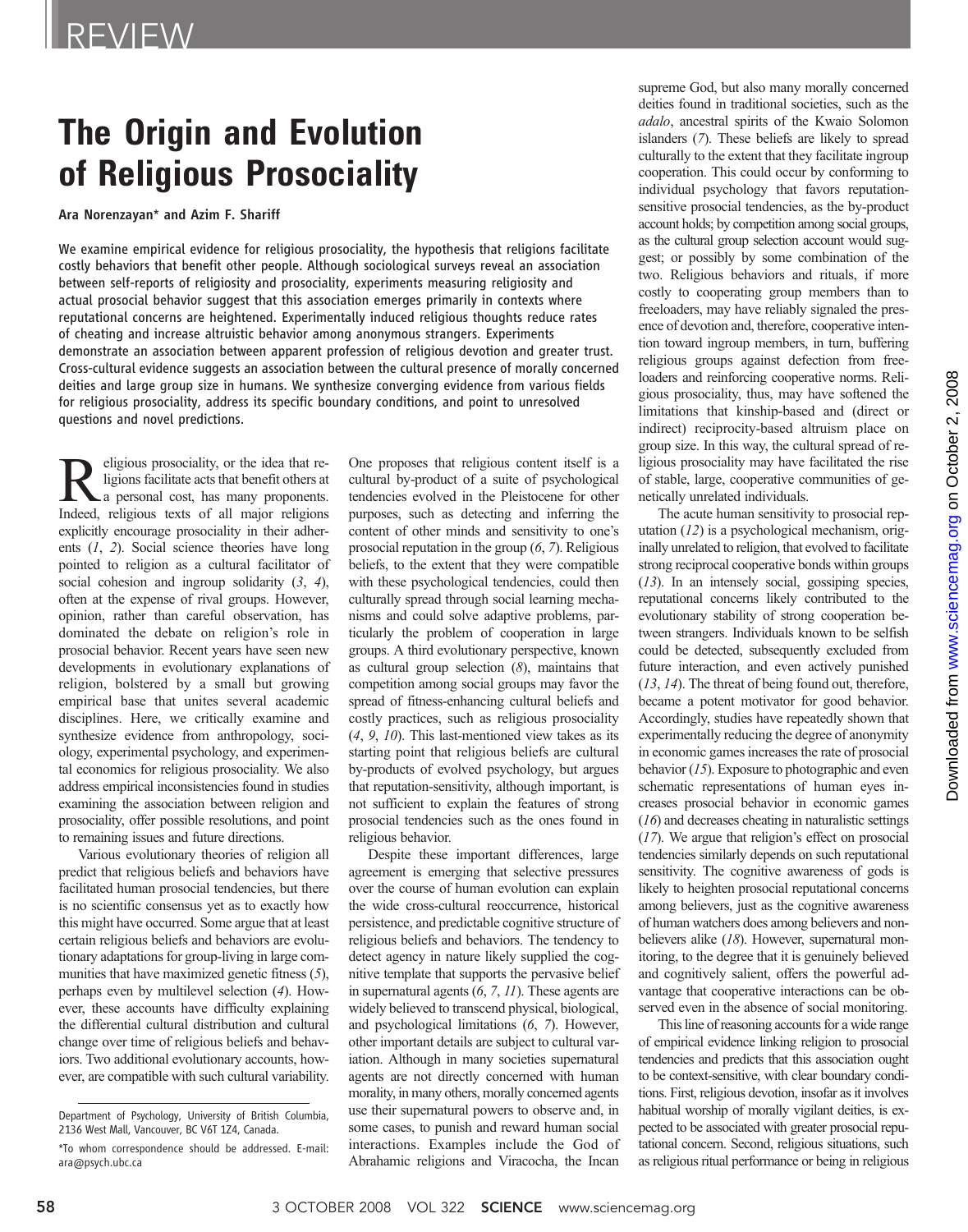# The Origin and Evolution of Religious Prosociality

**Ara Norenzayan* and Azim F. Shariff**

We examine empirical evidence for religious prosociality, the hypothesis that religions facilitate costly behaviors that benefit other people. Although sociological surveys reveal an association between self-reports of religiosity and prosociality, experiments measuring religiosity and actual prosocial behavior suggest that this association emerges primarily in contexts where reputational concerns are heightened. Experimentally induced religious thoughts reduce rates of cheating and increase altruistic behavior among anonymous strangers. Experiments demonstrate an association between apparent profession of religious devotion and greater trust. Cross-cultural evidence suggests an association between the cultural presence of morally concerned deities and large group size in humans. We synthesize converging evidence from various fields for religious prosociality, address its specific boundary conditions, and point to unresolved questions and novel predictions.

Department of Psychology, University of British Columbia, 2136 West Mall, Vancouver, BC V6T 1Z4, Canada.

*To whom correspondence should be addressed. E-mail: ara@psych.ubc.ca

Religious prosociality, or the idea that religions facilitate acts that benefit others at a personal cost, has many proponents. Indeed, religious texts of all major religions explicitly encourage prosociality in their adherents (*1*, *2*). Social science theories have long pointed to religion as a cultural facilitator of social cohesion and ingroup solidarity (*3*, *4*), often at the expense of rival groups. However, opinion, rather than careful observation, has dominated the debate on religion's role in prosocial behavior. Recent years have seen new developments in evolutionary explanations of religion, bolstered by a small but growing empirical base that unites several academic disciplines. Here, we critically examine and synthesize evidence from anthropology, sociology, experimental psychology, and experimental economics for religious prosociality. We also address empirical inconsistencies found in studies examining the association between religion and prosociality, offer possible resolutions, and point to remaining issues and future directions.

Various evolutionary theories of religion all predict that religious beliefs and behaviors have facilitated human prosocial tendencies, but there is no scientific consensus yet as to exactly how this might have occurred. Some argue that at least certain religious beliefs and behaviors are evolutionary adaptations for group-living in large communities that have maximized genetic fitness (*5*), perhaps even by multilevel selection (*4*). However, these accounts have difficulty explaining the differential cultural distribution and cultural change over time of religious beliefs and behaviors. Two additional evolutionary accounts, however, are compatible with such cultural variability. One proposes that religious content itself is a cultural by-product of a suite of psychological tendencies evolved in the Pleistocene for other purposes, such as detecting and inferring the content of other minds and sensitivity to one's prosocial reputation in the group (*6*, *7*). Religious beliefs, to the extent that they were compatible with these psychological tendencies, could then culturally spread through social learning mechanisms and could solve adaptive problems, particularly the problem of cooperation in large groups. A third evolutionary perspective, known as cultural group selection (*8*), maintains that competition among social groups may favor the spread of fitness-enhancing cultural beliefs and costly practices, such as religious prosociality (*4*, *9*, *10*). This last-mentioned view takes as its starting point that religious beliefs are cultural by-products of evolved psychology, but argues that reputation-sensitivity, although important, is not sufficient to explain the features of strong prosocial tendencies such as the ones found in religious behavior.

Despite these important differences, large agreement is emerging that selective pressures over the course of human evolution can explain the wide cross-cultural reoccurrence, historical persistence, and predictable cognitive structure of religious beliefs and behaviors. The tendency to detect agency in nature likely supplied the cognitive template that supports the pervasive belief in supernatural agents (*6*, *7*, *11*). These agents are widely believed to transcend physical, biological, and psychological limitations (*6*, *7*). However, other important details are subject to cultural variation. Although in many societies supernatural agents are not directly concerned with human morality, in many others, morally concerned agents use their supernatural powers to observe and, in some cases, to punish and reward human social interactions. Examples include the God of Abrahamic religions and Viracocha, the Incan supreme God, but also many morally concerned deities found in traditional societies, such as the *adalo*, ancestral spirits of the Kwaio Solomon islanders (*7*). These beliefs are likely to spread culturally to the extent that they facilitate ingroup cooperation. This could occur by conforming to individual psychology that favors reputation-sensitive prosocial tendencies, as the by-product account holds; by competition among social groups, as the cultural group selection account would suggest; or possibly by some combination of the two. Religious behaviors and rituals, if more costly to cooperating group members than to freeloaders, may have reliably signaled the presence of devotion and, therefore, cooperative intention toward ingroup members, in turn, buffering religious groups against defection from freeloaders and reinforcing cooperative norms. Religious prosociality, thus, may have softened the limitations that kinship-based and (direct or indirect) reciprocity-based altruism place on group size. In this way, the cultural spread of religious prosociality may have facilitated the rise of stable, large, cooperative communities of genetically unrelated individuals.

The acute human sensitivity to prosocial reputation (*12*) is a psychological mechanism, originally unrelated to religion, that evolved to facilitate strong reciprocal cooperative bonds within groups (*13*). In an intensely social, gossiping species, reputational concerns likely contributed to the evolutionary stability of strong cooperation between strangers. Individuals known to be selfish could be detected, subsequently excluded from future interaction, and even actively punished (*13*, *14*). The threat of being found out, therefore, became a potent motivator for good behavior. Accordingly, studies have repeatedly shown that experimentally reducing the degree of anonymity in economic games increases the rate of prosocial behavior (*15*). Exposure to photographic and even schematic representations of human eyes increases prosocial behavior in economic games (*16*) and decreases cheating in naturalistic settings (*17*). We argue that religion's effect on prosocial tendencies similarly depends on such reputational sensitivity. The cognitive awareness of gods is likely to heighten prosocial reputational concerns among believers, just as the cognitive awareness of human watchers does among believers and nonbelievers alike (*18*). However, supernatural monitoring, to the degree that it is genuinely believed and cognitively salient, offers the powerful advantage that cooperative interactions can be observed even in the absence of social monitoring.

This line of reasoning accounts for a wide range of empirical evidence linking religion to prosocial tendencies and predicts that this association ought to be context-sensitive, with clear boundary conditions. First, religious devotion, insofar as it involves habitual worship of morally vigilant deities, is expected to be associated with greater prosocial reputational concern. Second, religious situations, such as religious ritual performance or being in religious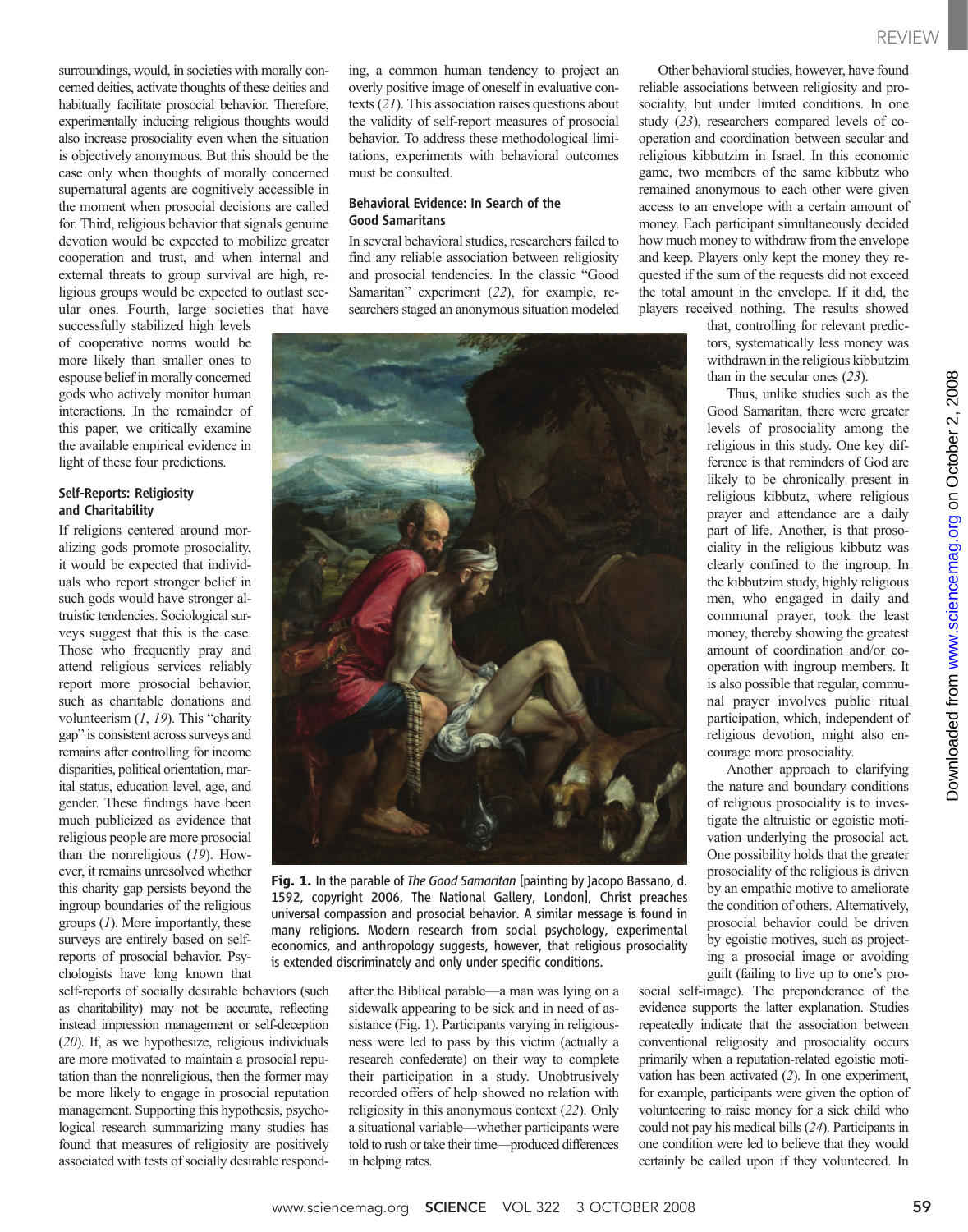surroundings, would, in societies with morally concerned deities, activate thoughts of these deities and habitually facilitate prosocial behavior. Therefore, experimentally inducing religious thoughts would also increase prosociality even when the situation is objectively anonymous. But this should be the case only when thoughts of morally concerned supernatural agents are cognitively accessible in the moment when prosocial decisions are called for. Third, religious behavior that signals genuine devotion would be expected to mobilize greater cooperation and trust, and when internal and external threats to group survival are high, religious groups would be expected to outlast secular ones. Fourth, large societies that have successfully stabilized high levels of cooperative norms would be more likely than smaller ones to espouse belief in morally concerned gods who actively monitor human interactions. In the remainder of this paper, we critically examine the available empirical evidence in light of these four predictions.

### Self-Reports: Religiosity and Charitability

If religions centered around moralizing gods promote prosociality, it would be expected that individuals who report stronger belief in such gods would have stronger altruistic tendencies. Sociological surveys suggest that this is the case. Those who frequently pray and attend religious services reliably report more prosocial behavior, such as charitable donations and volunteerism (*1*, *19*). This "charity gap" is consistent across surveys and remains after controlling for income disparities, political orientation, marital status, education level, age, and gender. These findings have been much publicized as evidence that religious people are more prosocial than the nonreligious (*19*). However, it remains unresolved whether this charity gap persists beyond the ingroup boundaries of the religious groups (*1*). More importantly, these surveys are entirely based on self-reports of prosocial behavior. Psychologists have long known that self-reports of socially desirable behaviors (such as charitability) may not be accurate, reflecting instead impression management or self-deception (*20*). If, as we hypothesize, religious individuals are more motivated to maintain a prosocial reputation than the nonreligious, then the former may be more likely to engage in prosocial reputation management. Supporting this hypothesis, psychological research summarizing many studies has found that measures of religiosity are positively associated with tests of socially desirable responding, a common human tendency to project an overly positive image of oneself in evaluative contexts (*21*). This association raises questions about the validity of self-report measures of prosocial behavior. To address these methodological limitations, experiments with behavioral outcomes must be consulted.

### Behavioral Evidence: In Search of the Good Samaritans

In several behavioral studies, researchers failed to find any reliable association between religiosity and prosocial tendencies. In the classic "Good Samaritan" experiment (*22*), for example, researchers staged an anonymous situation modeled after the Biblical parable—a man was lying on a sidewalk appearing to be sick and in need of assistance (Fig. 1). Participants varying in religiousness were led to pass by this victim (actually a research confederate) on their way to complete their participation in a study. Unobtrusively recorded offers of help showed no relation with religiosity in this anonymous context (*22*). Only a situational variable—whether participants were told to rush or take their time—produced differences in helping rates.

**Fig. 1.** In the parable of *The Good Samaritan* [painting by Jacopo Bassano, d. 1592, copyright 2006, The National Gallery, London], Christ preaches universal compassion and prosocial behavior. A similar message is found in many religions. Modern research from social psychology, experimental economics, and anthropology suggests, however, that religious prosociality is extended discriminately and only under specific conditions.

Other behavioral studies, however, have found reliable associations between religiosity and prosociality, but under limited conditions. In one study (*23*), researchers compared levels of cooperation and coordination between secular and religious kibbutzim in Israel. In this economic game, two members of the same kibbutz who remained anonymous to each other were given access to an envelope with a certain amount of money. Each participant simultaneously decided how much money to withdraw from the envelope and keep. Players only kept the money they requested if the sum of the requests did not exceed the total amount in the envelope. If it did, the players received nothing. The results showed that, controlling for relevant predictors, systematically less money was withdrawn in the religious kibbutzim than in the secular ones (*23*).

Thus, unlike studies such as the Good Samaritan, there were greater levels of prosociality among the religious in this study. One key difference is that reminders of God are likely to be chronically present in religious kibbutz, where religious prayer and attendance are a daily part of life. Another, is that prosociality in the religious kibbutz was clearly confined to the ingroup. In the kibbutzim study, highly religious men, who engaged in daily and communal prayer, took the least money, thereby showing the greatest amount of coordination and/or cooperation with ingroup members. It is also possible that regular, communal prayer involves public ritual participation, which, independent of religious devotion, might also encourage more prosociality.

Another approach to clarifying the nature and boundary conditions of religious prosociality is to investigate the altruistic or egoistic motivation underlying the prosocial act. One possibility holds that the greater prosociality of the religious is driven by an empathic motive to ameliorate the condition of others. Alternatively, prosocial behavior could be driven by egoistic motives, such as projecting a prosocial image or avoiding guilt (failing to live up to one's prosocial self-image). The preponderance of the evidence supports the latter explanation. Studies repeatedly indicate that the association between conventional religiosity and prosociality occurs primarily when a reputation-related egoistic motivation has been activated (*2*). In one experiment, for example, participants were given the option of volunteering to raise money for a sick child who could not pay his medical bills (*24*). Participants in one condition were led to believe that they would certainly be called upon if they volunteered. In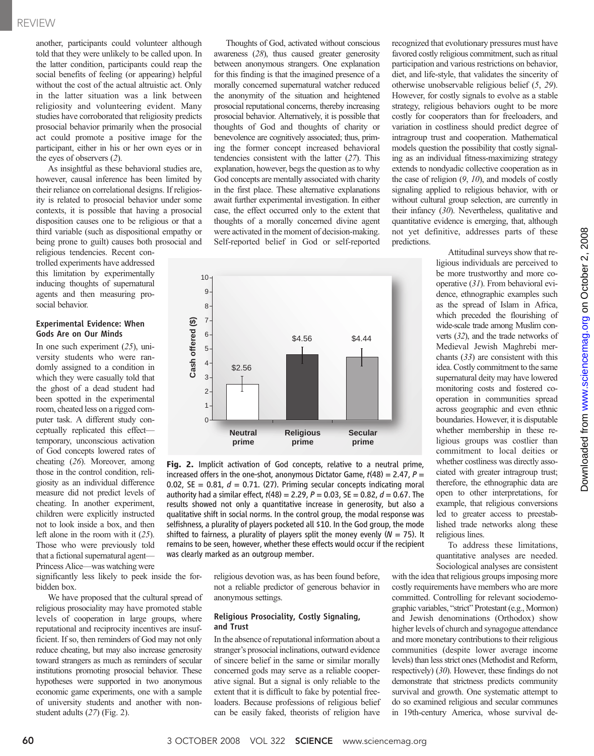another, participants could volunteer although told that they were unlikely to be called upon. In the latter condition, participants could reap the social benefits of feeling (or appearing) helpful without the cost of the actual altruistic act. Only in the latter situation was a link between religiosity and volunteering evident. Many studies have corroborated that religiosity predicts prosocial behavior primarily when the prosocial act could promote a positive image for the participant, either in his or her own eyes or in the eyes of observers (*2*).

As insightful as these behavioral studies are, however, causal inference has been limited by their reliance on correlational designs. If religiosity is related to prosocial behavior under some contexts, it is possible that having a prosocial disposition causes one to be religious or that a third variable (such as dispositional empathy or being prone to guilt) causes both prosocial and religious tendencies. Recent controlled experiments have addressed this limitation by experimentally inducing thoughts of supernatural agents and then measuring prosocial behavior.

### Experimental Evidence: When Gods Are on Our Minds

In one such experiment (*25*), university students who were randomly assigned to a condition in which they were casually told that the ghost of a dead student had been spotted in the experimental room, cheated less on a rigged computer task. A different study conceptually replicated this effect—temporary, unconscious activation of God concepts lowered rates of cheating (*26*). Moreover, among those in the control condition, religiosity as an individual difference measure did not predict levels of cheating. In another experiment, children were explicitly instructed not to look inside a box, and then left alone in the room with it (*25*). Those who were previously told that a fictional supernatural agent—Princess Alice—was watching were significantly less likely to peek inside the forbidden box.

We have proposed that the cultural spread of religious prosociality may have promoted stable levels of cooperation in large groups, where reputational and reciprocity incentives are insufficient. If so, then reminders of God may not only reduce cheating, but may also increase generosity toward strangers as much as reminders of secular institutions promoting prosocial behavior. These hypotheses were supported in two anonymous economic game experiments, one with a sample of university students and another with nonstudent adults (*27*) (Fig. 2).

Thoughts of God, activated without conscious awareness (*28*), thus caused greater generosity between anonymous strangers. One explanation for this finding is that the imagined presence of a morally concerned supernatural watcher reduced the anonymity of the situation and heightened prosocial reputational concerns, thereby increasing prosocial behavior. Alternatively, it is possible that thoughts of God and thoughts of charity or benevolence are cognitively associated; thus, priming the former concept increased behavioral tendencies consistent with the latter (*27*). This explanation, however, begs the question as to why God concepts are mentally associated with charity in the first place. These alternative explanations await further experimental investigation. In either case, the effect occurred only to the extent that thoughts of a morally concerned divine agent were activated in the moment of decision-making. Self-reported belief in God or self-reported religious devotion was, as has been found before, not a reliable predictor of generous behavior in anonymous settings.

**Fig. 2.** Implicit activation of God concepts, relative to a neutral prime, increased offers in the one-shot, anonymous Dictator Game, $t(48) = 2.47$, $P = 0.02$, SE = 0.81, $d = 0.71$. (27). Priming secular concepts indicating moral authority had a similar effect, $t(48) = 2.29$, $P = 0.03$, SE = 0.82, $d = 0.67$. The results showed not only a quantitative increase in generosity, but also a qualitative shift in social norms. In the control group, the modal response was selfishness, a plurality of players pocketed all $10. In the God group, the mode shifted to fairness, a plurality of players split the money evenly ($N = 75$). It remains to be seen, however, whether these effects would occur if the recipient was clearly marked as an outgroup member.

### Religious Prosociality, Costly Signaling, and Trust

In the absence of reputational information about a stranger's prosocial inclinations, outward evidence of sincere belief in the same or similar morally concerned gods may serve as a reliable cooperative signal. But a signal is only reliable to the extent that it is difficult to fake by potential freeloaders. Because professions of religious belief can be easily faked, theorists of religion have recognized that evolutionary pressures must have favored costly religious commitment, such as ritual participation and various restrictions on behavior, diet, and life-style, that validates the sincerity of otherwise unobservable religious belief (*5*, *29*). However, for costly signals to evolve as a stable strategy, religious behaviors ought to be more costly for cooperators than for freeloaders, and variation in costliness should predict degree of intragroup trust and cooperation. Mathematical models question the possibility that costly signaling as an individual fitness-maximizing strategy extends to nondyadic collective cooperation as in the case of religion (*9*, *10*), and models of costly signaling applied to religious behavior, with or without cultural group selection, are currently in their infancy (*30*). Nevertheless, qualitative and quantitative evidence is emerging, that, although not yet definitive, addresses parts of these predictions.

Attitudinal surveys show that religious individuals are perceived to be more trustworthy and more cooperative (*31*). From behavioral evidence, ethnographic examples such as the spread of Islam in Africa, which preceded the flourishing of wide-scale trade among Muslim converts (*32*), and the trade networks of Medieval Jewish Maghrebi merchants (*33*) are consistent with this idea. Costly commitment to the same supernatural deity may have lowered monitoring costs and fostered cooperation in communities spread across geographic and even ethnic boundaries. However, it is disputable whether membership in these religious groups was costlier than commitment to local deities or whether costliness was directly associated with greater intragroup trust; therefore, the ethnographic data are open to other interpretations, for example, that religious conversions led to greater access to preestablished trade networks along these religious lines.

To address these limitations, quantitative analyses are needed. Sociological analyses are consistent with the idea that religious groups imposing more costly requirements have members who are more committed. Controlling for relevant sociodemographic variables, "strict" Protestant (e.g., Mormon) and Jewish denominations (Orthodox) show higher levels of church and synagogue attendance and more monetary contributions to their religious communities (despite lower average income levels) than less strict ones (Methodist and Reform, respectively) (*30*). However, these findings do not demonstrate that strictness predicts community survival and growth. One systematic attempt to do so examined religious and secular communes in 19th-century America, whose survival de-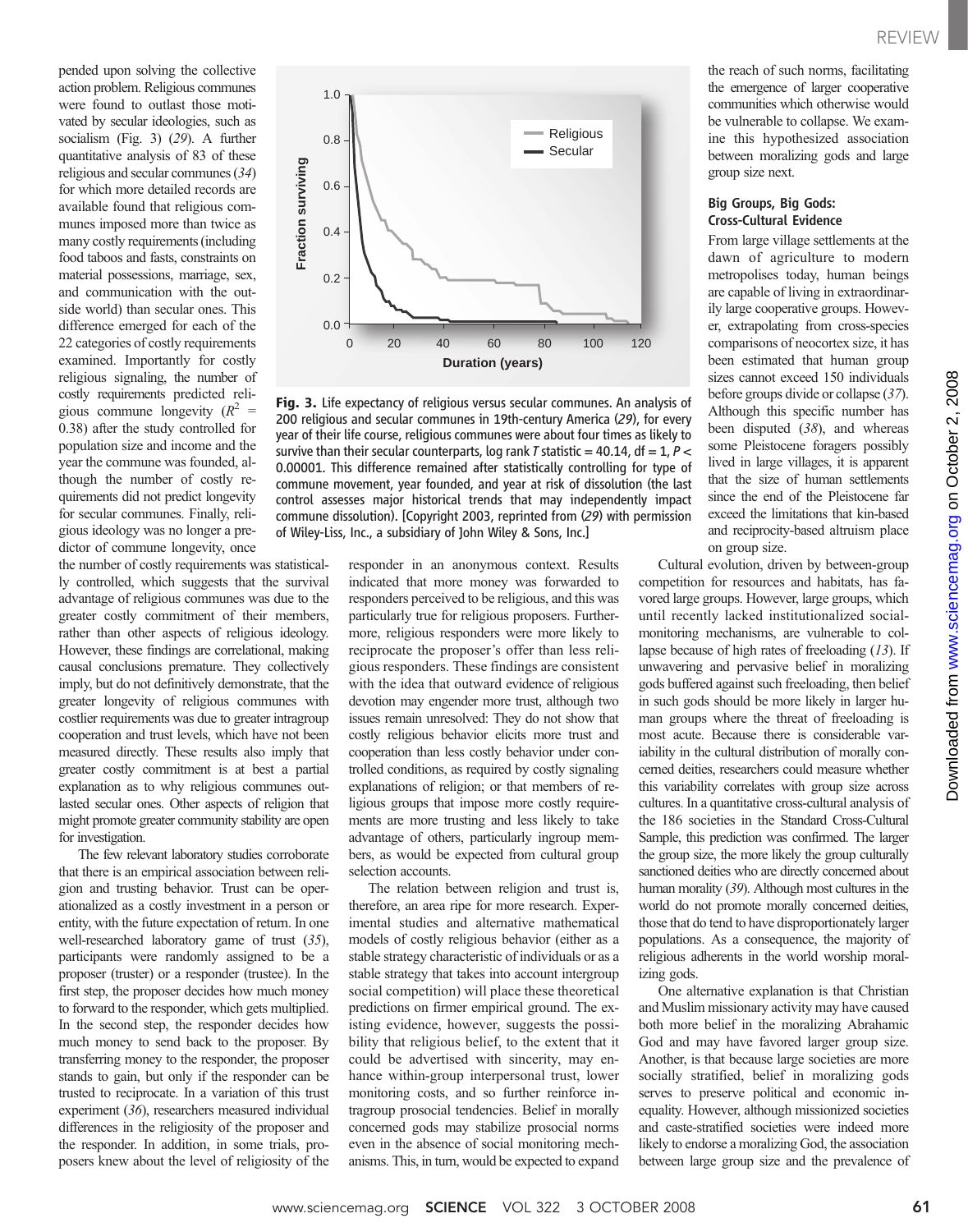pended upon solving the collective action problem. Religious communes were found to outlast those motivated by secular ideologies, such as socialism (Fig. 3) (*29*). A further quantitative analysis of 83 of these religious and secular communes (*34*) for which more detailed records are available found that religious communes imposed more than twice as many costly requirements (including food taboos and fasts, constraints on material possessions, marriage, sex, and communication with the outside world) than secular ones. This difference emerged for each of the 22 categories of costly requirements examined. Importantly for costly religious signaling, the number of costly requirements predicted religious commune longevity ($R^2$ = 0.38) after the study controlled for population size and income and the year the commune was founded, although the number of costly requirements did not predict longevity for secular communes. Finally, religious ideology was no longer a predictor of commune longevity, once the number of costly requirements was statistically controlled, which suggests that the survival advantage of religious communes was due to the greater costly commitment of their members, rather than other aspects of religious ideology. However, these findings are correlational, making causal conclusions premature. They collectively imply, but do not definitively demonstrate, that the greater longevity of religious communes with costlier requirements was due to greater intragroup cooperation and trust levels, which have not been measured directly. These results also imply that greater costly commitment is at best a partial explanation as to why religious communes outlasted secular ones. Other aspects of religion that might promote greater community stability are open for investigation.

**Fig. 3.** Life expectancy of religious versus secular communes. An analysis of 200 religious and secular communes in 19th-century America (*29*), for every year of their life course, religious communes were about four times as likely to survive than their secular counterparts, log rank *T* statistic = 40.14, df = 1, $P <$ 0.00001. This difference remained after statistically controlling for type of commune movement, year founded, and year at risk of dissolution (the last control assesses major historical trends that may independently impact commune dissolution). [Copyright 2003, reprinted from (*29*) with permission of Wiley-Liss, Inc., a subsidiary of John Wiley & Sons, Inc.]

The few relevant laboratory studies corroborate that there is an empirical association between religion and trusting behavior. Trust can be operationalized as a costly investment in a person or entity, with the future expectation of return. In one well-researched laboratory game of trust (*35*), participants were randomly assigned to be a proposer (truster) or a responder (trustee). In the first step, the proposer decides how much money to forward to the responder, which gets multiplied. In the second step, the responder decides how much money to send back to the proposer. By transferring money to the responder, the proposer stands to gain, but only if the responder can be trusted to reciprocate. In a variation of this trust experiment (*36*), researchers measured individual differences in the religiosity of the proposer and the responder. In addition, in some trials, proposers knew about the level of religiosity of the responder in an anonymous context. Results indicated that more money was forwarded to responders perceived to be religious, and this was particularly true for religious proposers. Furthermore, religious responders were more likely to reciprocate the proposer's offer than less religious responders. These findings are consistent with the idea that outward evidence of religious devotion may engender more trust, although two issues remain unresolved: They do not show that costly religious behavior elicits more trust and cooperation than less costly behavior under controlled conditions, as required by costly signaling explanations of religion; or that members of religious groups that impose more costly requirements are more trusting and less likely to take advantage of others, particularly ingroup members, as would be expected from cultural group selection accounts.

The relation between religion and trust is, therefore, an area ripe for more research. Experimental studies and alternative mathematical models of costly religious behavior (either as a stable strategy characteristic of individuals or as a stable strategy that takes into account intergroup social competition) will place these theoretical predictions on firmer empirical ground. The existing evidence, however, suggests the possibility that religious belief, to the extent that it could be advertised with sincerity, may enhance within-group interpersonal trust, lower monitoring costs, and so further reinforce intragroup prosocial tendencies. Belief in morally concerned gods may stabilize prosocial norms even in the absence of social monitoring mechanisms. This, in turn, would be expected to expand the reach of such norms, facilitating the emergence of larger cooperative communities which otherwise would be vulnerable to collapse. We examine this hypothesized association between moralizing gods and large group size next.

## Big Groups, Big Gods: Cross-Cultural Evidence

From large village settlements at the dawn of agriculture to modern metropolises today, human beings are capable of living in extraordinarily large cooperative groups. However, extrapolating from cross-species comparisons of neocortex size, it has been estimated that human group sizes cannot exceed 150 individuals before groups divide or collapse (*37*). Although this specific number has been disputed (*38*), and whereas some Pleistocene foragers possibly lived in large villages, it is apparent that the size of human settlements since the end of the Pleistocene far exceed the limitations that kin-based and reciprocity-based altruism place on group size.

Cultural evolution, driven by between-group competition for resources and habitats, has favored large groups. However, large groups, which until recently lacked institutionalized social-monitoring mechanisms, are vulnerable to collapse because of high rates of freeloading (*13*). If unwavering and pervasive belief in moralizing gods buffered against such freeloading, then belief in such gods should be more likely in larger human groups where the threat of freeloading is most acute. Because there is considerable variability in the cultural distribution of morally concerned deities, researchers could measure whether this variability correlates with group size across cultures. In a quantitative cross-cultural analysis of the 186 societies in the Standard Cross-Cultural Sample, this prediction was confirmed. The larger the group size, the more likely the group culturally sanctioned deities who are directly concerned about human morality (*39*). Although most cultures in the world do not promote morally concerned deities, those that do tend to have disproportionately larger populations. As a consequence, the majority of religious adherents in the world worship moralizing gods.

One alternative explanation is that Christian and Muslim missionary activity may have caused both more belief in the moralizing Abrahamic God and may have favored larger group size. Another, is that because large societies are more socially stratified, belief in moralizing gods serves to preserve political and economic inequality. However, although missionized societies and caste-stratified societies were indeed more likely to endorse a moralizing God, the association between large group size and the prevalence of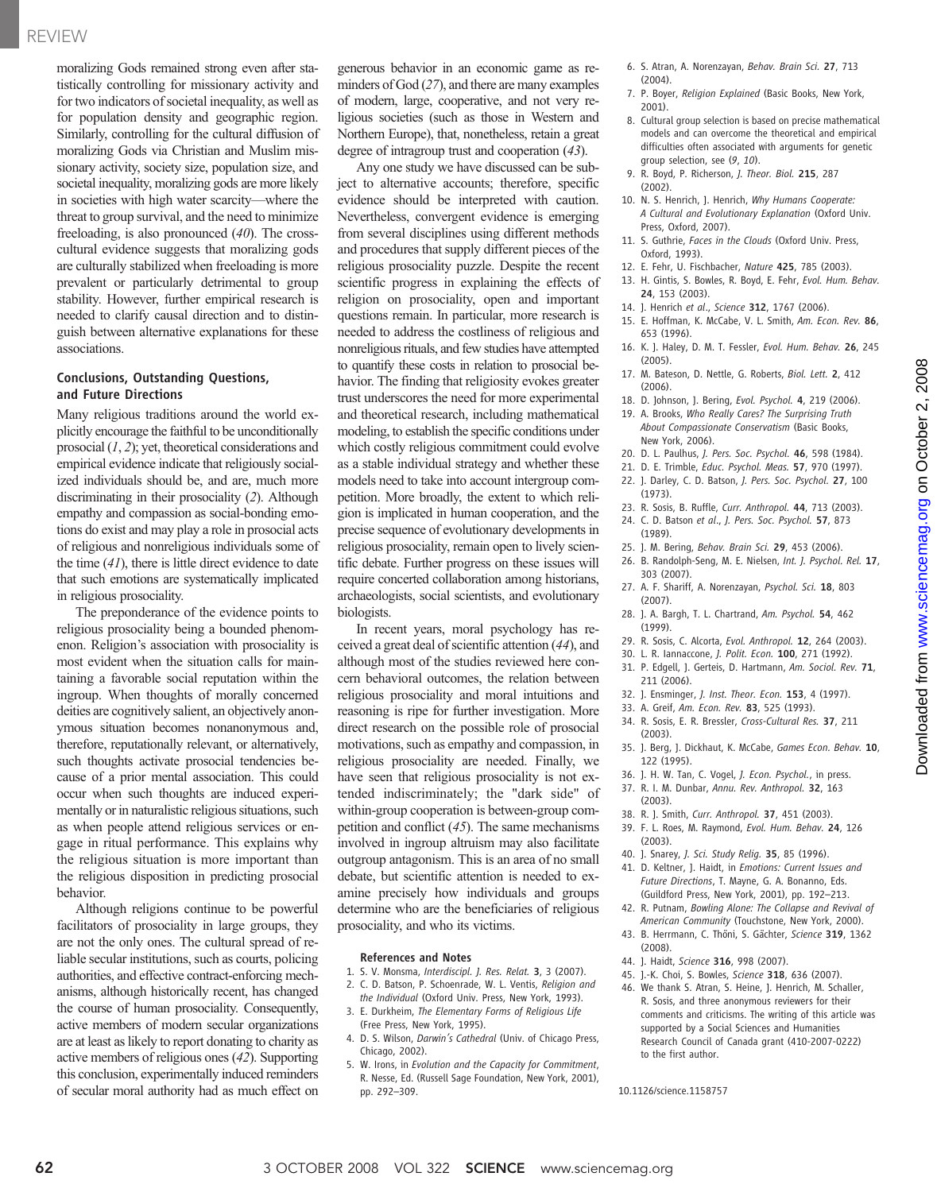moralizing Gods remained strong even after statistically controlling for missionary activity and for two indicators of societal inequality, as well as for population density and geographic region. Similarly, controlling for the cultural diffusion of moralizing Gods via Christian and Muslim missionary activity, society size, population size, and societal inequality, moralizing gods are more likely in societies with high water scarcity—where the threat to group survival, and the need to minimize freeloading, is also pronounced (*40*). The cross-cultural evidence suggests that moralizing gods are culturally stabilized when freeloading is more prevalent or particularly detrimental to group stability. However, further empirical research is needed to clarify causal direction and to distinguish between alternative explanations for these associations.

### Conclusions, Outstanding Questions, and Future Directions

Many religious traditions around the world explicitly encourage the faithful to be unconditionally prosocial (*1*, *2*); yet, theoretical considerations and empirical evidence indicate that religiously socialized individuals should be, and are, much more discriminating in their prosociality (*2*). Although empathy and compassion as social-bonding emotions do exist and may play a role in prosocial acts of religious and nonreligious individuals some of the time (*41*), there is little direct evidence to date that such emotions are systematically implicated in religious prosociality.

The preponderance of the evidence points to religious prosociality being a bounded phenomenon. Religion's association with prosociality is most evident when the situation calls for maintaining a favorable social reputation within the ingroup. When thoughts of morally concerned deities are cognitively salient, an objectively anonymous situation becomes nonanonymous and, therefore, reputationally relevant, or alternatively, such thoughts activate prosocial tendencies because of a prior mental association. This could occur when such thoughts are induced experimentally or in naturalistic religious situations, such as when people attend religious services or engage in ritual performance. This explains why the religious situation is more important than the religious disposition in predicting prosocial behavior.

Although religions continue to be powerful facilitators of prosociality in large groups, they are not the only ones. The cultural spread of reliable secular institutions, such as courts, policing authorities, and effective contract-enforcing mechanisms, although historically recent, has changed the course of human prosociality. Consequently, active members of modern secular organizations are at least as likely to report donating to charity as active members of religious ones (*42*). Supporting this conclusion, experimentally induced reminders of secular moral authority had as much effect on generous behavior in an economic game as reminders of God (*27*), and there are many examples of modern, large, cooperative, and not very religious societies (such as those in Western and Northern Europe), that, nonetheless, retain a great degree of intragroup trust and cooperation (*43*).

Any one study we have discussed can be subject to alternative accounts; therefore, specific evidence should be interpreted with caution. Nevertheless, convergent evidence is emerging from several disciplines using different methods and procedures that supply different pieces of the religious prosociality puzzle. Despite the recent scientific progress in explaining the effects of religion on prosociality, open and important questions remain. In particular, more research is needed to address the costliness of religious and nonreligious rituals, and few studies have attempted to quantify these costs in relation to prosocial behavior. The finding that religiosity evokes greater trust underscores the need for more experimental and theoretical research, including mathematical modeling, to establish the specific conditions under which costly religious commitment could evolve as a stable individual strategy and whether these models need to take into account intergroup competition. More broadly, the extent to which religion is implicated in human cooperation, and the precise sequence of evolutionary developments in religious prosociality, remain open to lively scientific debate. Further progress on these issues will require concerted collaboration among historians, archaeologists, social scientists, and evolutionary biologists.

In recent years, moral psychology has received a great deal of scientific attention (*44*), and although most of the studies reviewed here concern behavioral outcomes, the relation between religious prosociality and moral intuitions and reasoning is ripe for further investigation. More direct research on the possible role of prosocial motivations, such as empathy and compassion, in religious prosociality are needed. Finally, we have seen that religious prosociality is not extended indiscriminately; the "dark side" of within-group cooperation is between-group competition and conflict (*45*). The same mechanisms involved in ingroup altruism may also facilitate outgroup antagonism. This is an area of no small debate, but scientific attention is needed to examine precisely how individuals and groups determine who are the beneficiaries of religious prosociality, and who its victims.

### References and Notes

1. S. V. Monsma, *Interdiscipl. J. Res. Relat.* **3**, 3 (2007).
2. C. D. Batson, P. Schoenrade, W. L. Ventis, *Religion and the Individual* (Oxford Univ. Press, New York, 1993).
3. E. Durkheim, *The Elementary Forms of Religious Life* (Free Press, New York, 1995).
4. D. S. Wilson, *Darwin's Cathedral* (Univ. of Chicago Press, Chicago, 2002).
5. W. Irons, in *Evolution and the Capacity for Commitment*, R. Nesse, Ed. (Russell Sage Foundation, New York, 2001), pp. 292–309.
6. S. Atran, A. Norenzayan, *Behav. Brain Sci.* **27**, 713 (2004).
7. P. Boyer, *Religion Explained* (Basic Books, New York, 2001).
8. Cultural group selection is based on precise mathematical models and can overcome the theoretical and empirical difficulties often associated with arguments for genetic group selection, see (*9*, *10*).
9. R. Boyd, P. Richerson, *J. Theor. Biol.* **215**, 287 (2002).
10. N. S. Henrich, J. Henrich, *Why Humans Cooperate: A Cultural and Evolutionary Explanation* (Oxford Univ. Press, Oxford, 2007).
11. S. Guthrie, *Faces in the Clouds* (Oxford Univ. Press, Oxford, 1993).
12. E. Fehr, U. Fischbacher, *Nature* **425**, 785 (2003).
13. H. Gintis, S. Bowles, R. Boyd, E. Fehr, *Evol. Hum. Behav.* **24**, 153 (2003).
14. J. Henrich *et al.*, *Science* **312**, 1767 (2006).
15. E. Hoffman, K. McCabe, V. L. Smith, *Am. Econ. Rev.* **86**, 653 (1996).
16. K. J. Haley, D. M. T. Fessler, *Evol. Hum. Behav.* **26**, 245 (2005).
17. M. Bateson, D. Nettle, G. Roberts, *Biol. Lett.* **2**, 412 (2006).
18. D. Johnson, J. Bering, *Evol. Psychol.* **4**, 219 (2006).
19. A. Brooks, *Who Really Cares? The Surprising Truth About Compassionate Conservatism* (Basic Books, New York, 2006).
20. D. L. Paulhus, *J. Pers. Soc. Psychol.* **46**, 598 (1984).
21. D. E. Trimble, *Educ. Psychol. Meas.* **57**, 970 (1997).
22. J. Darley, C. D. Batson, *J. Pers. Soc. Psychol.* **27**, 100 (1973).
23. R. Sosis, B. Ruffle, *Curr. Anthropol.* **44**, 713 (2003).
24. C. D. Batson *et al.*, *J. Pers. Soc. Psychol.* **57**, 873 (1989).
25. J. M. Bering, *Behav. Brain Sci.* **29**, 453 (2006).
26. B. Randolph-Seng, M. E. Nielsen, *Int. J. Psychol. Rel.* **17**, 303 (2007).
27. A. F. Shariff, A. Norenzayan, *Psychol. Sci.* **18**, 803 (2007).
28. J. A. Bargh, T. L. Chartrand, *Am. Psychol.* **54**, 462 (1999).
29. R. Sosis, C. Alcorta, *Evol. Anthropol.* **12**, 264 (2003).
30. L. R. Iannaccone, *J. Polit. Econ.* **100**, 271 (1992).
31. P. Edgell, J. Gerteis, D. Hartmann, *Am. Sociol. Rev.* **71**, 211 (2006).
32. J. Ensminger, *J. Inst. Theor. Econ.* **153**, 4 (1997).
33. A. Greif, *Am. Econ. Rev.* **83**, 525 (1993).
34. R. Sosis, E. R. Bressler, *Cross-Cultural Res.* **37**, 211 (2003).
35. J. Berg, J. Dickhaut, K. McCabe, *Games Econ. Behav.* **10**, 122 (1995).
36. J. H. W. Tan, C. Vogel, *J. Econ. Psychol.*, in press.
37. R. I. M. Dunbar, *Annu. Rev. Anthropol.* **32**, 163 (2003).
38. R. J. Smith, *Curr. Anthropol.* **37**, 451 (2003).
39. F. L. Roes, M. Raymond, *Evol. Hum. Behav.* **24**, 126 (2003).
40. J. Snarey, *J. Sci. Study Relig.* **35**, 85 (1996).
41. D. Keltner, J. Haidt, in *Emotions: Current Issues and Future Directions*, T. Mayne, G. A. Bonanno, Eds. (Guildford Press, New York, 2001), pp. 192–213.
42. R. Putnam, *Bowling Alone: The Collapse and Revival of American Community* (Touchstone, New York, 2000).
43. B. Herrmann, C. Thöni, S. Gächter, *Science* **319**, 1362 (2008).
44. J. Haidt, *Science* **316**, 998 (2007).
45. J.-K. Choi, S. Bowles, *Science* **318**, 636 (2007).
46. We thank S. Atran, S. Heine, J. Henrich, M. Schaller, R. Sosis, and three anonymous reviewers for their comments and criticisms. The writing of this article was supported by a Social Sciences and Humanities Research Council of Canada grant (410-2007-0222) to the first author.

10.1126/science.1158757